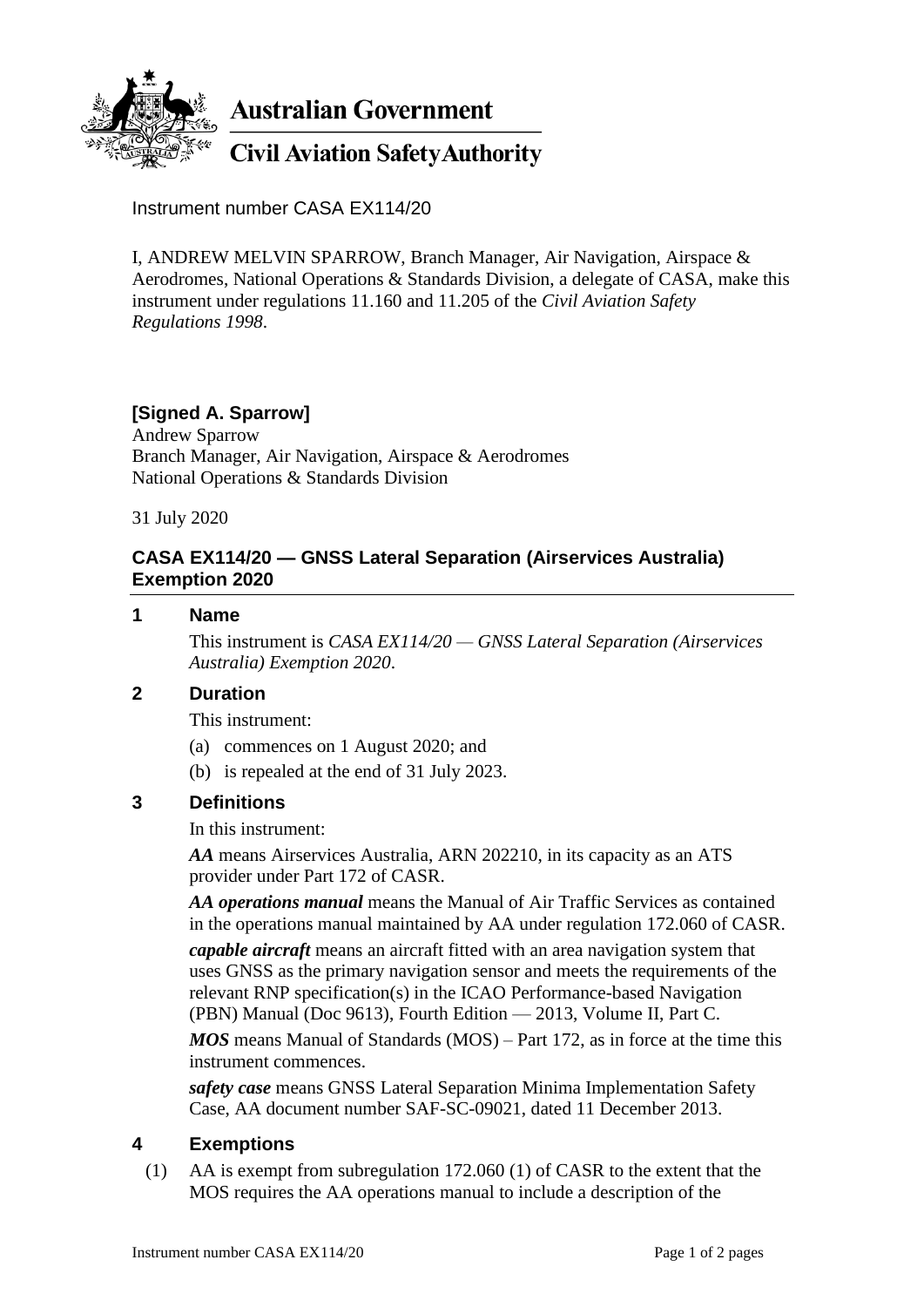**Australian Government**

**Civil Aviation Safety Authority**

Instrument number CASA EX114/20

I, ANDREW MELVIN SPARROW, Branch Manager, Air Navigation, Airspace & Aerodromes, National Operations & Standards Division, a delegate of CASA, make this instrument under regulations 11.160 and 11.205 of the *Civil Aviation Safety Regulations 1998*.

**[Signed A. Sparrow]**
Andrew Sparrow
Branch Manager, Air Navigation, Airspace & Aerodromes
National Operations & Standards Division

31 July 2020

## CASA EX114/20 — GNSS Lateral Separation (Airservices Australia) Exemption 2020

### 1 Name

This instrument is *CASA EX114/20 — GNSS Lateral Separation (Airservices Australia) Exemption 2020*.

### 2 Duration

This instrument:

(a) commences on 1 August 2020; and

(b) is repealed at the end of 31 July 2023.

### 3 Definitions

In this instrument:

***AA*** means Airservices Australia, ARN 202210, in its capacity as an ATS provider under Part 172 of CASR.

***AA operations manual*** means the Manual of Air Traffic Services as contained in the operations manual maintained by AA under regulation 172.060 of CASR.

***capable aircraft*** means an aircraft fitted with an area navigation system that uses GNSS as the primary navigation sensor and meets the requirements of the relevant RNP specification(s) in the ICAO Performance-based Navigation (PBN) Manual (Doc 9613), Fourth Edition — 2013, Volume II, Part C.

***MOS*** means Manual of Standards (MOS) – Part 172, as in force at the time this instrument commences.

***safety case*** means GNSS Lateral Separation Minima Implementation Safety Case, AA document number SAF-SC-09021, dated 11 December 2013.

### 4 Exemptions

(1) AA is exempt from subregulation 172.060 (1) of CASR to the extent that the MOS requires the AA operations manual to include a description of the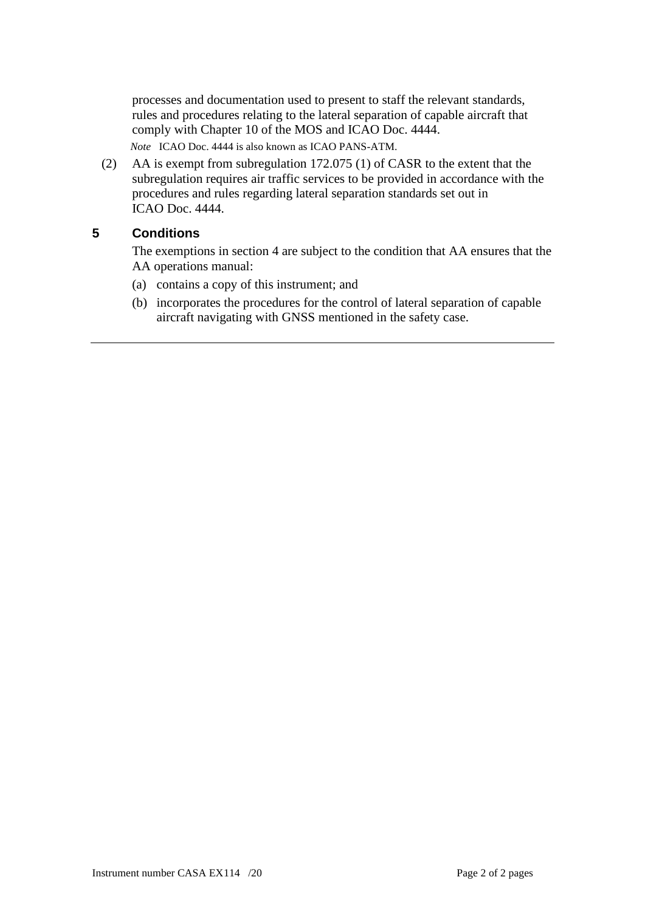processes and documentation used to present to staff the relevant standards, rules and procedures relating to the lateral separation of capable aircraft that comply with Chapter 10 of the MOS and ICAO Doc. 4444.

*Note* ICAO Doc. 4444 is also known as ICAO PANS-ATM.

(2) AA is exempt from subregulation 172.075 (1) of CASR to the extent that the subregulation requires air traffic services to be provided in accordance with the procedures and rules regarding lateral separation standards set out in ICAO Doc. 4444.

## 5 Conditions

The exemptions in section 4 are subject to the condition that AA ensures that the AA operations manual:

(a) contains a copy of this instrument; and

(b) incorporates the procedures for the control of lateral separation of capable aircraft navigating with GNSS mentioned in the safety case.